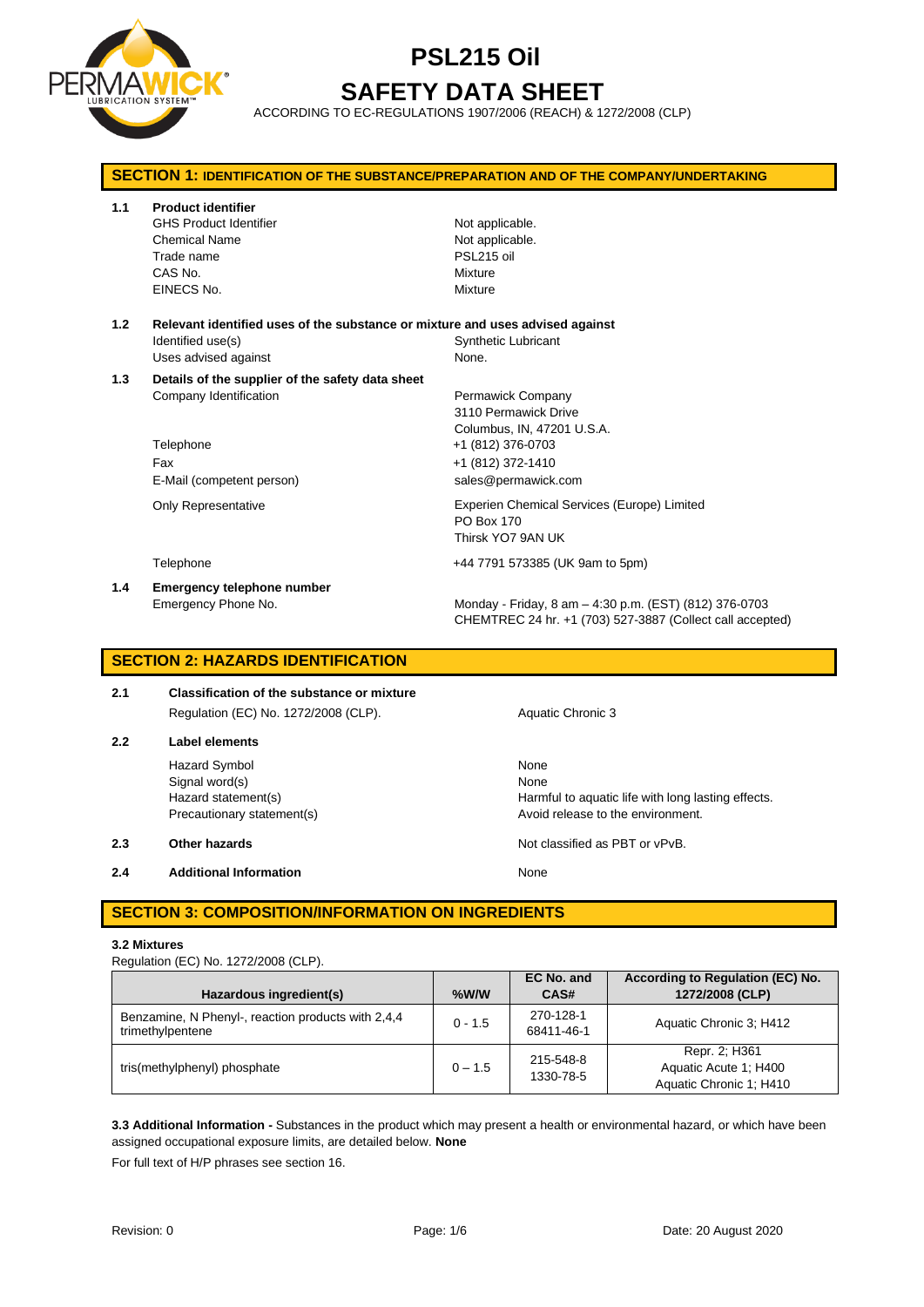# PSL215 Oil

# SAFETY DATA SHEET

ACCORDING TO EC-REGULATIONS 1907/2006 (REACH) & 1272/2008 (CLP)

## SECTION 1: IDENTIFICATION OF THE SUBSTANCE/PREPARATION AND OF THE COMPANY/UNDERTAKING

**1.1 Product identifier**

| | |
|---|---|
| GHS Product Identifier | Not applicable. |
| Chemical Name | Not applicable. |
| Trade name | PSL215 oil |
| CAS No. | Mixture |
| EINECS No. | Mixture |

**1.2 Relevant identified uses of the substance or mixture and uses advised against**

| | |
|---|---|
| Identified use(s) | Synthetic Lubricant |
| Uses advised against | None. |

**1.3 Details of the supplier of the safety data sheet**

| | |
|---|---|
| Company Identification | Permawick Company<br>3110 Permawick Drive<br>Columbus, IN, 47201 U.S.A. |
| Telephone | +1 (812) 376-0703 |
| Fax | +1 (812) 372-1410 |
| E-Mail (competent person) | sales@permawick.com |
| Only Representative | Experien Chemical Services (Europe) Limited<br>PO Box 170<br>Thirsk YO7 9AN UK |
| Telephone | +44 7791 573385 (UK 9am to 5pm) |

**1.4 Emergency telephone number**

| | |
|---|---|
| Emergency Phone No. | Monday - Friday, 8 am – 4:30 p.m. (EST) (812) 376-0703<br>CHEMTREC 24 hr. +1 (703) 527-3887 (Collect call accepted) |

## SECTION 2: HAZARDS IDENTIFICATION

**2.1 Classification of the substance or mixture**

| | |
|---|---|
| Regulation (EC) No. 1272/2008 (CLP). | Aquatic Chronic 3 |

**2.2 Label elements**

| | |
|---|---|
| Hazard Symbol | None |
| Signal word(s) | None |
| Hazard statement(s) | Harmful to aquatic life with long lasting effects. |
| Precautionary statement(s) | Avoid release to the environment. |

**2.3 Other hazards** — Not classified as PBT or vPvB.

**2.4 Additional Information** — None

## SECTION 3: COMPOSITION/INFORMATION ON INGREDIENTS

**3.2 Mixtures**

Regulation (EC) No. 1272/2008 (CLP).

| Hazardous ingredient(s) | %W/W | EC No. and CAS# | According to Regulation (EC) No. 1272/2008 (CLP) |
|---|---|---|---|
| Benzamine, N Phenyl-, reaction products with 2,4,4 trimethylpentene | 0 - 1.5 | 270-128-1<br>68411-46-1 | Aquatic Chronic 3; H412 |
| tris(methylphenyl) phosphate | 0 – 1.5 | 215-548-8<br>1330-78-5 | Repr. 2; H361<br>Aquatic Acute 1; H400<br>Aquatic Chronic 1; H410 |

**3.3 Additional Information -** Substances in the product which may present a health or environmental hazard, or which have been assigned occupational exposure limits, are detailed below. **None**

For full text of H/P phrases see section 16.

Revision: 0

Date: 20 August 2020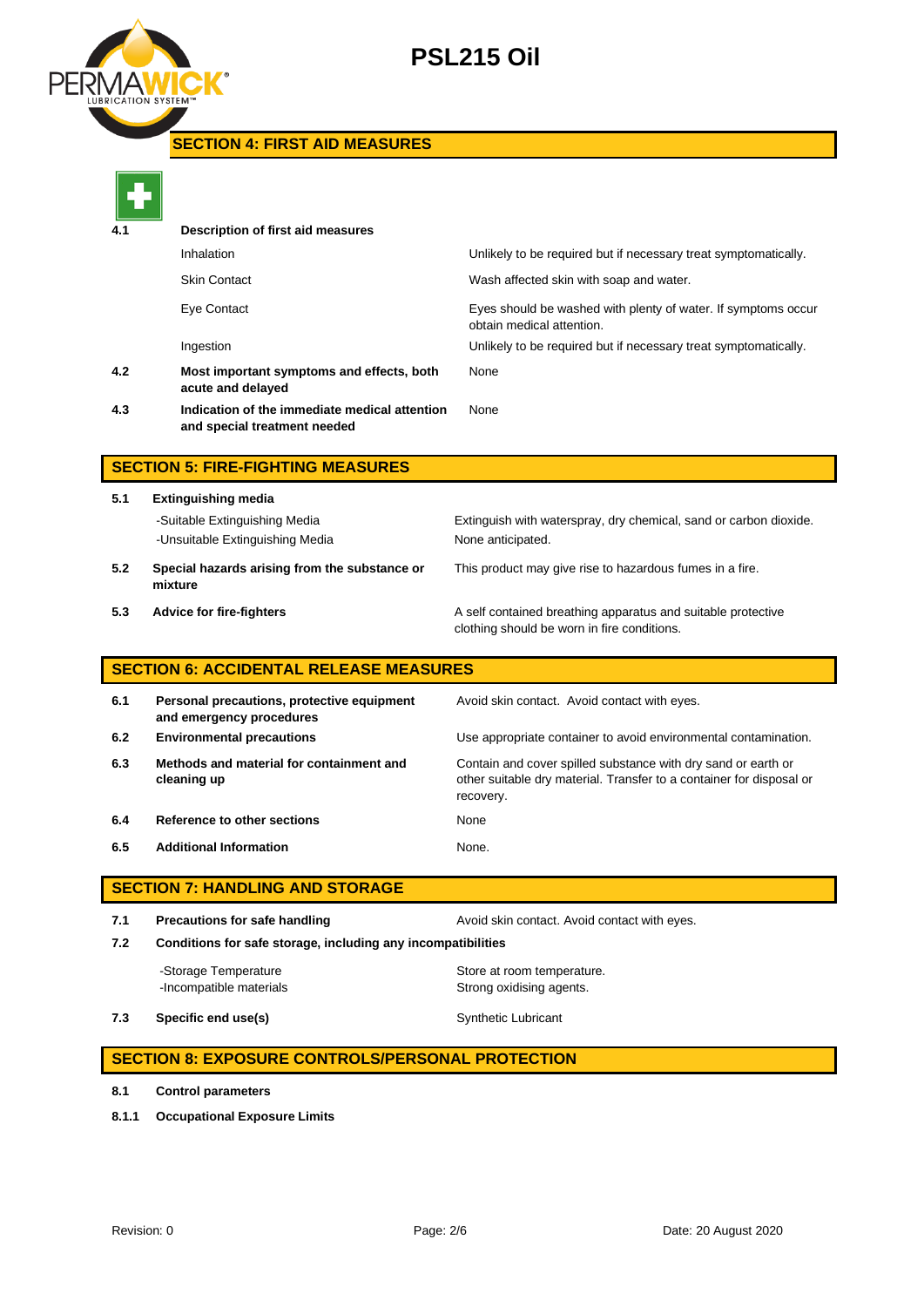## SECTION 4: FIRST AID MEASURES

| | | |
|---|---|---|
| **4.1** | **Description of first aid measures** | |
| | Inhalation | Unlikely to be required but if necessary treat symptomatically. |
| | Skin Contact | Wash affected skin with soap and water. |
| | Eye Contact | Eyes should be washed with plenty of water. If symptoms occur obtain medical attention. |
| | Ingestion | Unlikely to be required but if necessary treat symptomatically. |
| **4.2** | **Most important symptoms and effects, both acute and delayed** | None |
| **4.3** | **Indication of the immediate medical attention and special treatment needed** | None |

## SECTION 5: FIRE-FIGHTING MEASURES

| | | |
|---|---|---|
| **5.1** | **Extinguishing media** | |
| | -Suitable Extinguishing Media | Extinguish with waterspray, dry chemical, sand or carbon dioxide. |
| | -Unsuitable Extinguishing Media | None anticipated. |
| **5.2** | **Special hazards arising from the substance or mixture** | This product may give rise to hazardous fumes in a fire. |
| **5.3** | **Advice for fire-fighters** | A self contained breathing apparatus and suitable protective clothing should be worn in fire conditions. |

## SECTION 6: ACCIDENTAL RELEASE MEASURES

| | | |
|---|---|---|
| **6.1** | **Personal precautions, protective equipment and emergency procedures** | Avoid skin contact. Avoid contact with eyes. |
| **6.2** | **Environmental precautions** | Use appropriate container to avoid environmental contamination. |
| **6.3** | **Methods and material for containment and cleaning up** | Contain and cover spilled substance with dry sand or earth or other suitable dry material. Transfer to a container for disposal or recovery. |
| **6.4** | **Reference to other sections** | None |
| **6.5** | **Additional Information** | None. |

## SECTION 7: HANDLING AND STORAGE

| | | |
|---|---|---|
| **7.1** | **Precautions for safe handling** | Avoid skin contact. Avoid contact with eyes. |
| **7.2** | **Conditions for safe storage, including any incompatibilities** | |
| | -Storage Temperature | Store at room temperature. |
| | -Incompatible materials | Strong oxidising agents. |
| **7.3** | **Specific end use(s)** | Synthetic Lubricant |

## SECTION 8: EXPOSURE CONTROLS/PERSONAL PROTECTION

**8.1** **Control parameters**

**8.1.1** **Occupational Exposure Limits**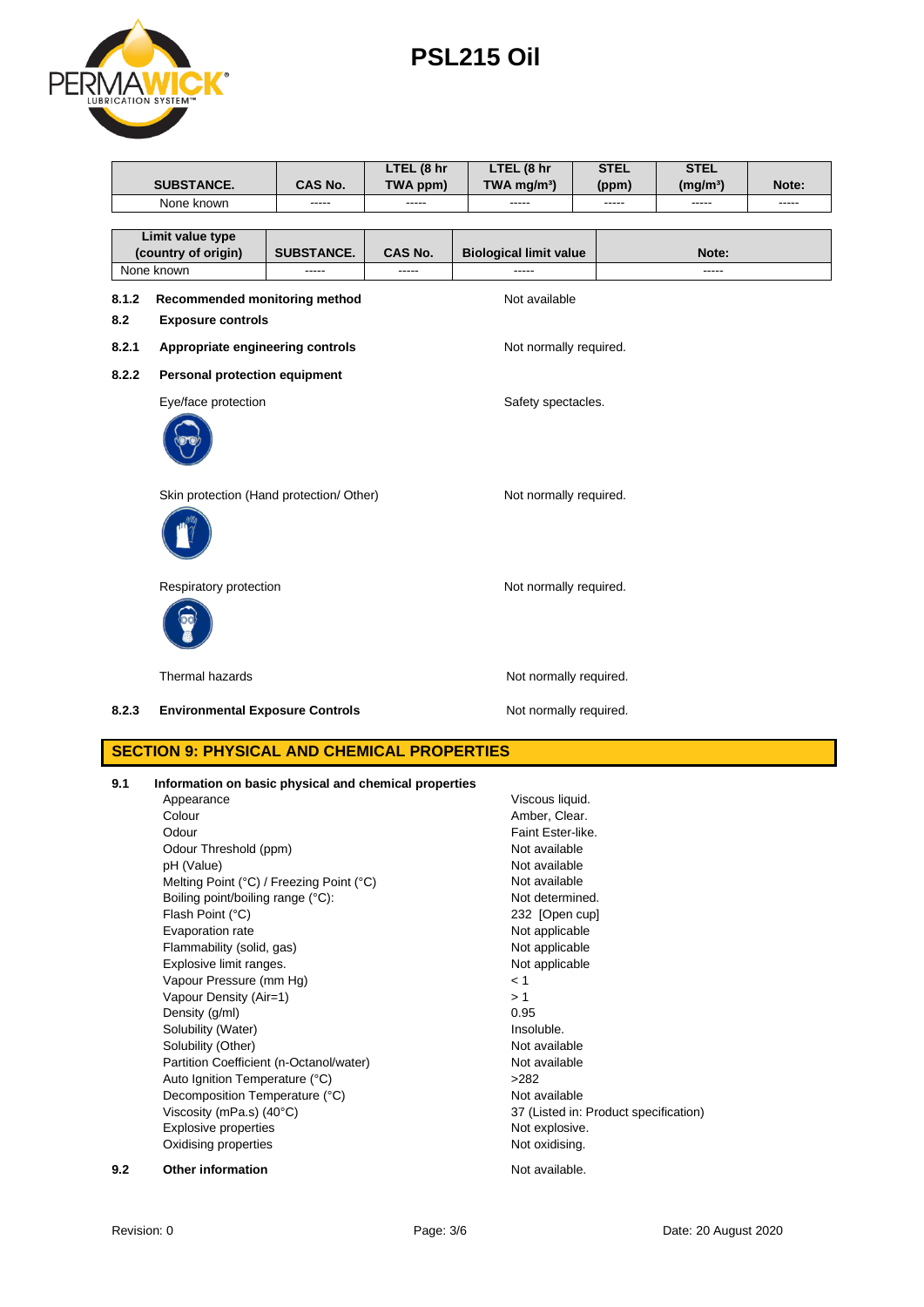| SUBSTANCE. | CAS No. | LTEL (8 hr TWA ppm) | LTEL (8 hr TWA mg/m³) | STEL (ppm) | STEL (mg/m³) | Note: |
|---|---|---|---|---|---|---|
| None known | ----- | ----- | ----- | ----- | ----- | ----- |

| Limit value type (country of origin) | SUBSTANCE. | CAS No. | Biological limit value | Note: |
|---|---|---|---|---|
| None known | ----- | ----- | ----- | ----- |

**8.1.2 Recommended monitoring method** — Not available

**8.2 Exposure controls**

**8.2.1 Appropriate engineering controls** — Not normally required.

**8.2.2 Personal protection equipment**

Eye/face protection — Safety spectacles.

Skin protection (Hand protection/ Other) — Not normally required.

Respiratory protection — Not normally required.

Thermal hazards — Not normally required.

**8.2.3 Environmental Exposure Controls** — Not normally required.

## SECTION 9: PHYSICAL AND CHEMICAL PROPERTIES

**9.1 Information on basic physical and chemical properties**

| Property | Value |
|---|---|
| Appearance | Viscous liquid. |
| Colour | Amber, Clear. |
| Odour | Faint Ester-like. |
| Odour Threshold (ppm) | Not available |
| pH (Value) | Not available |
| Melting Point (°C) / Freezing Point (°C) | Not available |
| Boiling point/boiling range (°C): | Not determined. |
| Flash Point (°C) | 232 [Open cup] |
| Evaporation rate | Not applicable |
| Flammability (solid, gas) | Not applicable |
| Explosive limit ranges. | Not applicable |
| Vapour Pressure (mm Hg) | < 1 |
| Vapour Density (Air=1) | > 1 |
| Density (g/ml) | 0.95 |
| Solubility (Water) | Insoluble. |
| Solubility (Other) | Not available |
| Partition Coefficient (n-Octanol/water) | Not available |
| Auto Ignition Temperature (°C) | >282 |
| Decomposition Temperature (°C) | Not available |
| Viscosity (mPa.s) (40°C) | 37 (Listed in: Product specification) |
| Explosive properties | Not explosive. |
| Oxidising properties | Not oxidising. |

**9.2 Other information** — Not available.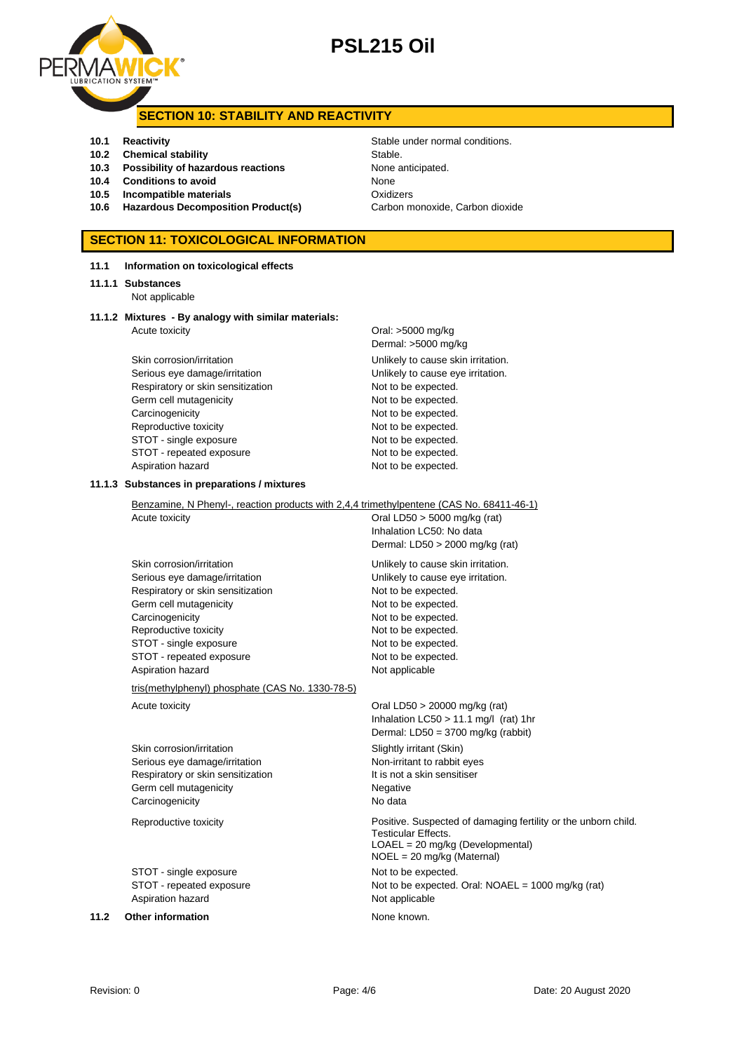## SECTION 10: STABILITY AND REACTIVITY

| | | |
|---|---|---|
| **10.1** | **Reactivity** | Stable under normal conditions. |
| **10.2** | **Chemical stability** | Stable. |
| **10.3** | **Possibility of hazardous reactions** | None anticipated. |
| **10.4** | **Conditions to avoid** | None |
| **10.5** | **Incompatible materials** | Oxidizers |
| **10.6** | **Hazardous Decomposition Product(s)** | Carbon monoxide, Carbon dioxide |

## SECTION 11: TOXICOLOGICAL INFORMATION

**11.1 Information on toxicological effects**

**11.1.1 Substances**

Not applicable

**11.1.2 Mixtures - By analogy with similar materials:**

| | |
|---|---|
| Acute toxicity | Oral: >5000 mg/kg<br>Dermal: >5000 mg/kg |
| Skin corrosion/irritation | Unlikely to cause skin irritation. |
| Serious eye damage/irritation | Unlikely to cause eye irritation. |
| Respiratory or skin sensitization | Not to be expected. |
| Germ cell mutagenicity | Not to be expected. |
| Carcinogenicity | Not to be expected. |
| Reproductive toxicity | Not to be expected. |
| STOT - single exposure | Not to be expected. |
| STOT - repeated exposure | Not to be expected. |
| Aspiration hazard | Not to be expected. |

**11.1.3 Substances in preparations / mixtures**

Benzamine, N Phenyl-, reaction products with 2,4,4 trimethylpentene (CAS No. 68411-46-1)

| | |
|---|---|
| Acute toxicity | Oral LD50 > 5000 mg/kg (rat)<br>Inhalation LC50: No data<br>Dermal: LD50 > 2000 mg/kg (rat) |
| Skin corrosion/irritation | Unlikely to cause skin irritation. |
| Serious eye damage/irritation | Unlikely to cause eye irritation. |
| Respiratory or skin sensitization | Not to be expected. |
| Germ cell mutagenicity | Not to be expected. |
| Carcinogenicity | Not to be expected. |
| Reproductive toxicity | Not to be expected. |
| STOT - single exposure | Not to be expected. |
| STOT - repeated exposure | Not to be expected. |
| Aspiration hazard | Not applicable |

tris(methylphenyl) phosphate (CAS No. 1330-78-5)

| | |
|---|---|
| Acute toxicity | Oral LD50 > 20000 mg/kg (rat)<br>Inhalation LC50 > 11.1 mg/l (rat) 1hr<br>Dermal: LD50 = 3700 mg/kg (rabbit) |
| Skin corrosion/irritation | Slightly irritant (Skin) |
| Serious eye damage/irritation | Non-irritant to rabbit eyes |
| Respiratory or skin sensitization | It is not a skin sensitiser |
| Germ cell mutagenicity | Negative |
| Carcinogenicity | No data |
| Reproductive toxicity | Positive. Suspected of damaging fertility or the unborn child.<br>Testicular Effects.<br>LOAEL = 20 mg/kg (Developmental)<br>NOEL = 20 mg/kg (Maternal) |
| STOT - single exposure | Not to be expected. |
| STOT - repeated exposure | Not to be expected. Oral: NOAEL = 1000 mg/kg (rat) |
| Aspiration hazard | Not applicable |

**11.2 Other information** None known.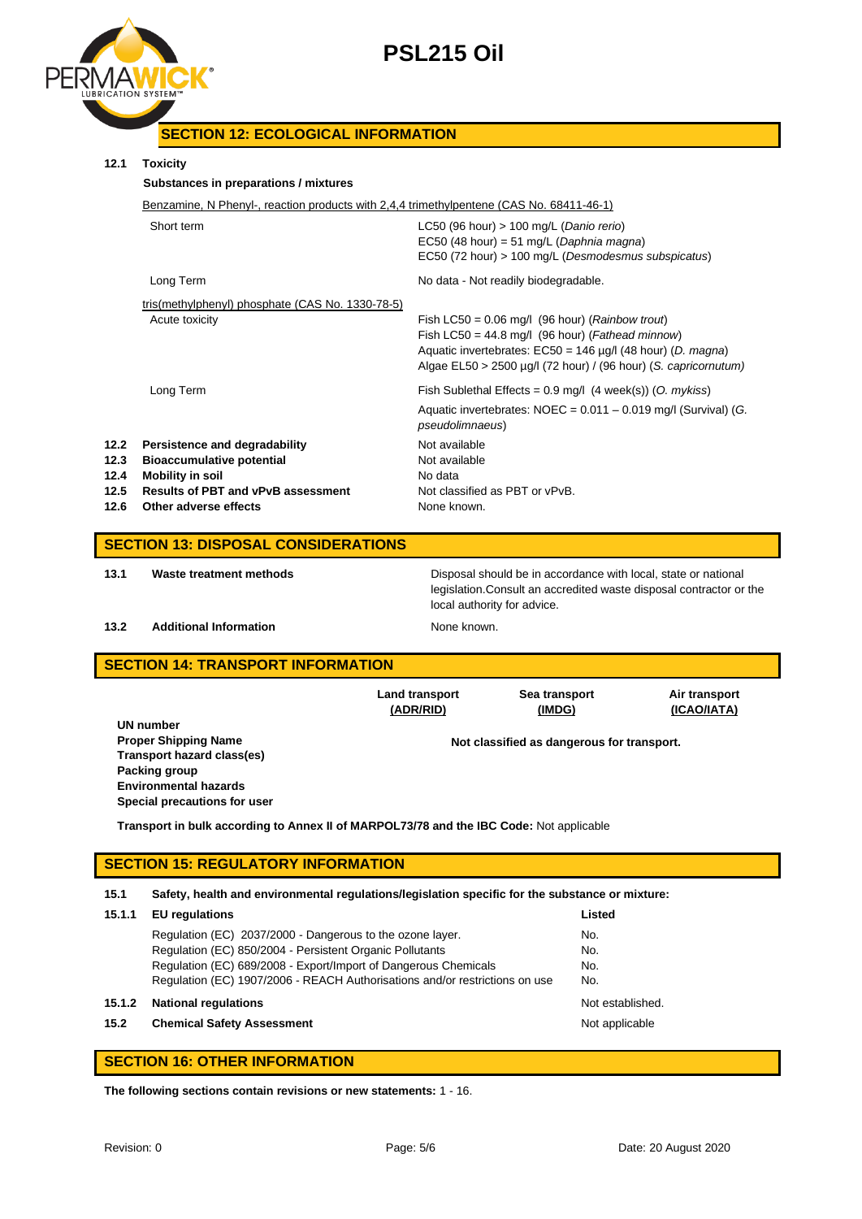## SECTION 12: ECOLOGICAL INFORMATION

**12.1 Toxicity**

**Substances in preparations / mixtures**

Benzamine, N Phenyl-, reaction products with 2,4,4 trimethylpentene (CAS No. 68411-46-1)

| | |
|---|---|
| Short term | LC50 (96 hour) > 100 mg/L (*Danio rerio*)<br>EC50 (48 hour) = 51 mg/L (*Daphnia magna*)<br>EC50 (72 hour) > 100 mg/L (*Desmodesmus subspicatus*) |
| Long Term | No data - Not readily biodegradable. |

tris(methylphenyl) phosphate (CAS No. 1330-78-5)

| | |
|---|---|
| Acute toxicity | Fish LC50 = 0.06 mg/l (96 hour) (*Rainbow trout*)<br>Fish LC50 = 44.8 mg/l (96 hour) (*Fathead minnow*)<br>Aquatic invertebrates: EC50 = 146 µg/l (48 hour) (*D. magna*)<br>Algae EL50 > 2500 µg/l (72 hour) / (96 hour) (*S. capricornutum*) |
| Long Term | Fish Sublethal Effects = 0.9 mg/l (4 week(s)) (*O. mykiss*)<br>Aquatic invertebrates: NOEC = 0.011 – 0.019 mg/l (Survival) (*G. pseudolimnaeus*) |

| | | |
|---|---|---|
| **12.2** | **Persistence and degradability** | Not available |
| **12.3** | **Bioaccumulative potential** | Not available |
| **12.4** | **Mobility in soil** | No data |
| **12.5** | **Results of PBT and vPvB assessment** | Not classified as PBT or vPvB. |
| **12.6** | **Other adverse effects** | None known. |

## SECTION 13: DISPOSAL CONSIDERATIONS

| | | |
|---|---|---|
| **13.1** | **Waste treatment methods** | Disposal should be in accordance with local, state or national legislation.Consult an accredited waste disposal contractor or the local authority for advice. |
| **13.2** | **Additional Information** | None known. |

## SECTION 14: TRANSPORT INFORMATION

| | **Land transport (ADR/RID)** | **Sea transport (IMDG)** | **Air transport (ICAO/IATA)** |
|---|---|---|---|
| **UN number**<br>**Proper Shipping Name**<br>**Transport hazard class(es)**<br>**Packing group**<br>**Environmental hazards**<br>**Special precautions for user** | | **Not classified as dangerous for transport.** | |

**Transport in bulk according to Annex II of MARPOL73/78 and the IBC Code:** Not applicable

## SECTION 15: REGULATORY INFORMATION

**15.1 Safety, health and environmental regulations/legislation specific for the substance or mixture:**

| | | |
|---|---|---|
| **15.1.1** | **EU regulations** | **Listed** |
| | Regulation (EC) 2037/2000 - Dangerous to the ozone layer. | No. |
| | Regulation (EC) 850/2004 - Persistent Organic Pollutants | No. |
| | Regulation (EC) 689/2008 - Export/Import of Dangerous Chemicals | No. |
| | Regulation (EC) 1907/2006 - REACH Authorisations and/or restrictions on use | No. |
| **15.1.2** | **National regulations** | Not established. |
| **15.2** | **Chemical Safety Assessment** | Not applicable |

## SECTION 16: OTHER INFORMATION

**The following sections contain revisions or new statements:** 1 - 16.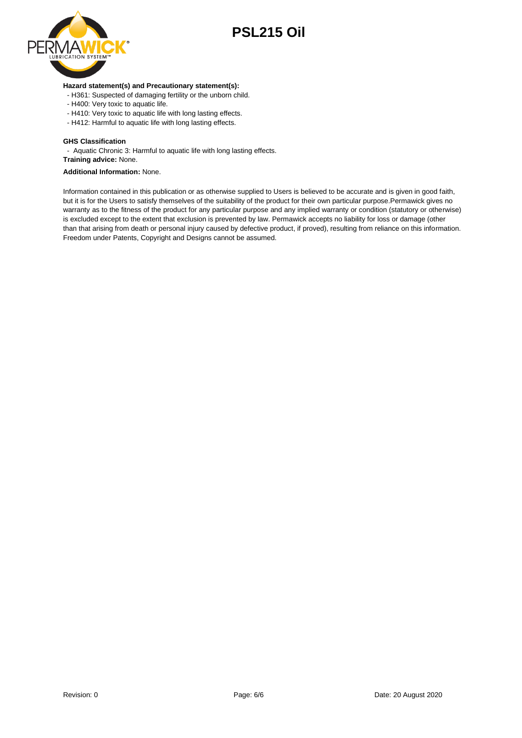**Hazard statement(s) and Precautionary statement(s):**

- H361: Suspected of damaging fertility or the unborn child.
- H400: Very toxic to aquatic life.
- H410: Very toxic to aquatic life with long lasting effects.
- H412: Harmful to aquatic life with long lasting effects.

**GHS Classification**

- Aquatic Chronic 3: Harmful to aquatic life with long lasting effects.

**Training advice:** None.

**Additional Information:** None.

Information contained in this publication or as otherwise supplied to Users is believed to be accurate and is given in good faith, but it is for the Users to satisfy themselves of the suitability of the product for their own particular purpose.Permawick gives no warranty as to the fitness of the product for any particular purpose and any implied warranty or condition (statutory or otherwise) is excluded except to the extent that exclusion is prevented by law. Permawick accepts no liability for loss or damage (other than that arising from death or personal injury caused by defective product, if proved), resulting from reliance on this information. Freedom under Patents, Copyright and Designs cannot be assumed.